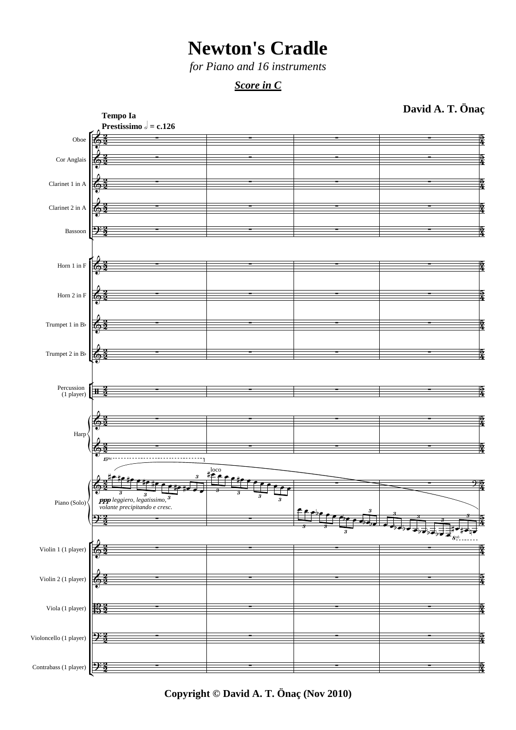# Newton's Cradle

*for Piano and 16 instruments*

***Score in C***

**David A. T. Önaç**

**Tempo Ia**
**Prestissimo** 𝅗𝅥 **= c.126**

Oboe

Cor Anglais

Clarinet 1 in A

Clarinet 2 in A

Bassoon

Horn 1 in F

Horn 2 in F

Trumpet 1 in B♭

Trumpet 2 in B♭

Percussion (1 player)

Harp

Piano (Solo)

*ppp leggiero, legatissimo, volante precipitando e cresc.*

Violin 1 (1 player)

Violin 2 (1 player)

Viola (1 player)

Violoncello (1 player)

Contrabass (1 player)

**Copyright © David A. T. Önaç (Nov 2010)**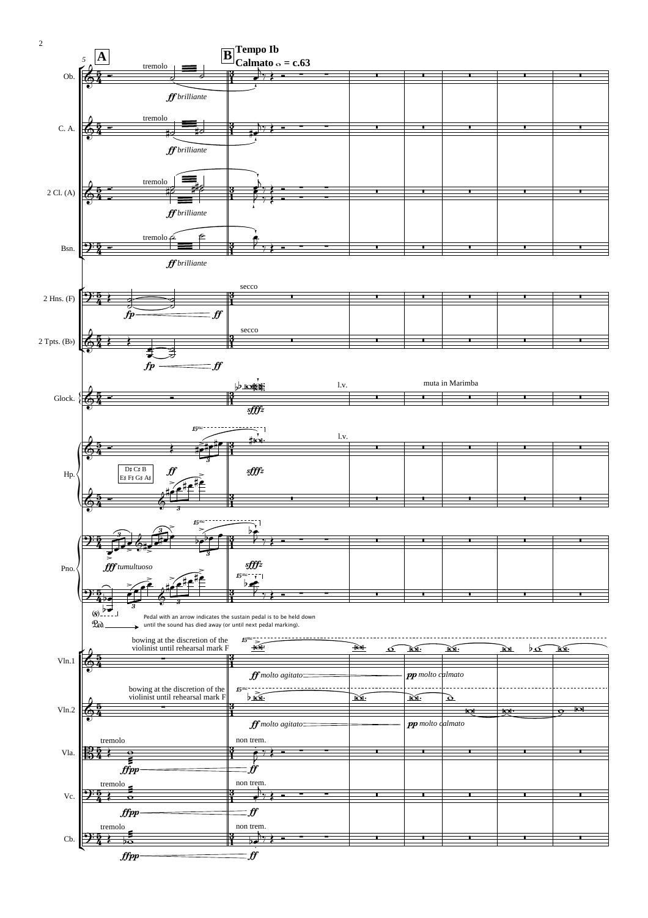**A**

**B** **Tempo Ib**
**Calmato** 𝅝 = c.63

Ob. — tremolo — *ff brilliante*

C. A. — tremolo — *ff brilliante*

2 Cl. (A) — tremolo — *ff brilliante*

Bsn. — tremolo — *ff brilliante*

2 Hns. (F) — *fp* — *ff* — secco

2 Tpts. (B♭) — *fp* — *ff* — secco

Glock. — *sfffz* — l.v. — muta in Marimba

Hp. — D♯ C♯ B / E♯ F♯ G♯ A♯ — *ff* — *sfffz* — l.v.

Pno. — *fff tumultuoso* — *sfffz*

Pedal with an arrow indicates the sustain pedal is to be held down until the sound has died away (or until next pedal marking).

Vln.1 — bowing at the discretion of the violinist until rehearsal mark F — *ff molto agitato* — *pp molto calmato*

Vln.2 — bowing at the discretion of the violinist until rehearsal mark F — *ff molto agitato* — *pp molto calmato*

Vla. — tremolo — *ffpp* — *ff* — non trem.

Vc. — tremolo — *ffpp* — *ff* — non trem.

Cb. — tremolo — *ffpp* — *ff* — non trem.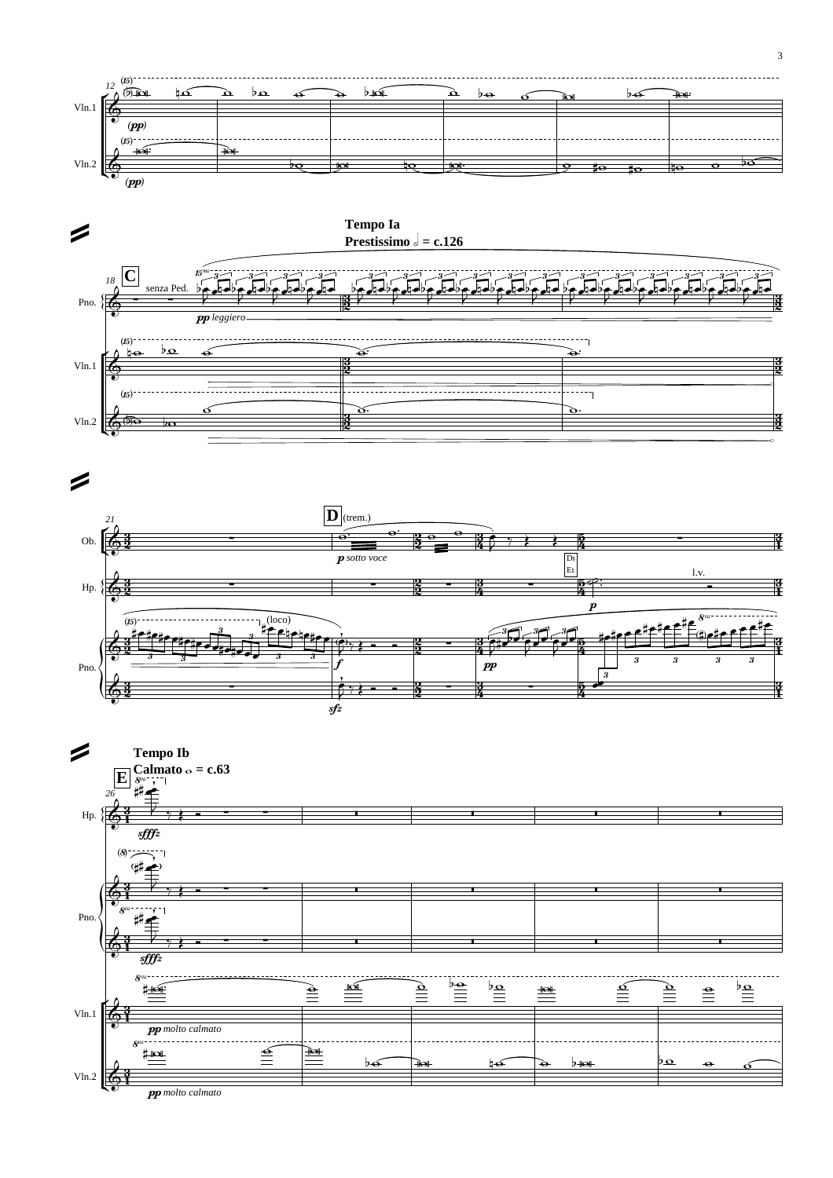**Tempo Ia**
**Prestissimo 𝅗𝅥 = c.126**

C

senza Ped.

*pp leggiero*

D (trem.)

*p sotto voce*

l.v.

**Tempo Ib**
**Calmato 𝅝 = c.63**

E

*pp molto calmato*

*pp molto calmato*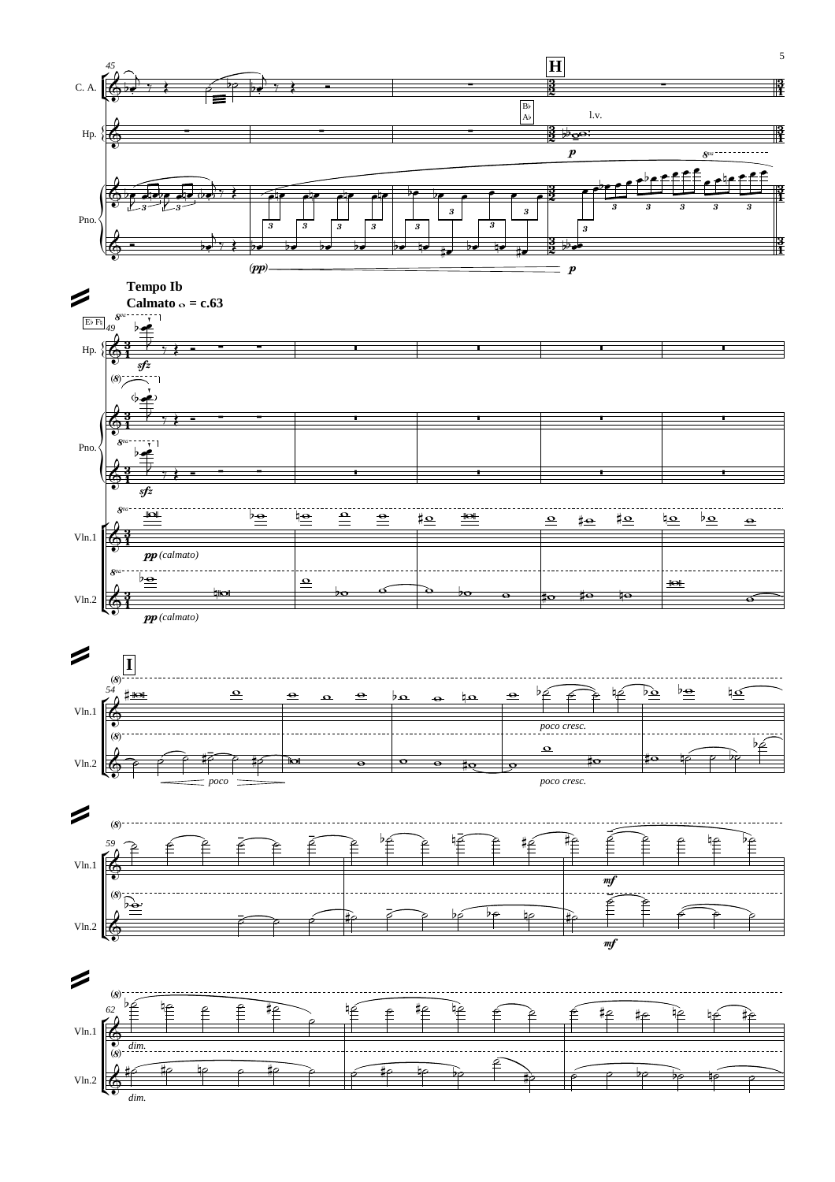**H**

**Tempo Ib**

**Calmato 𝅝 = c.63**

**I**